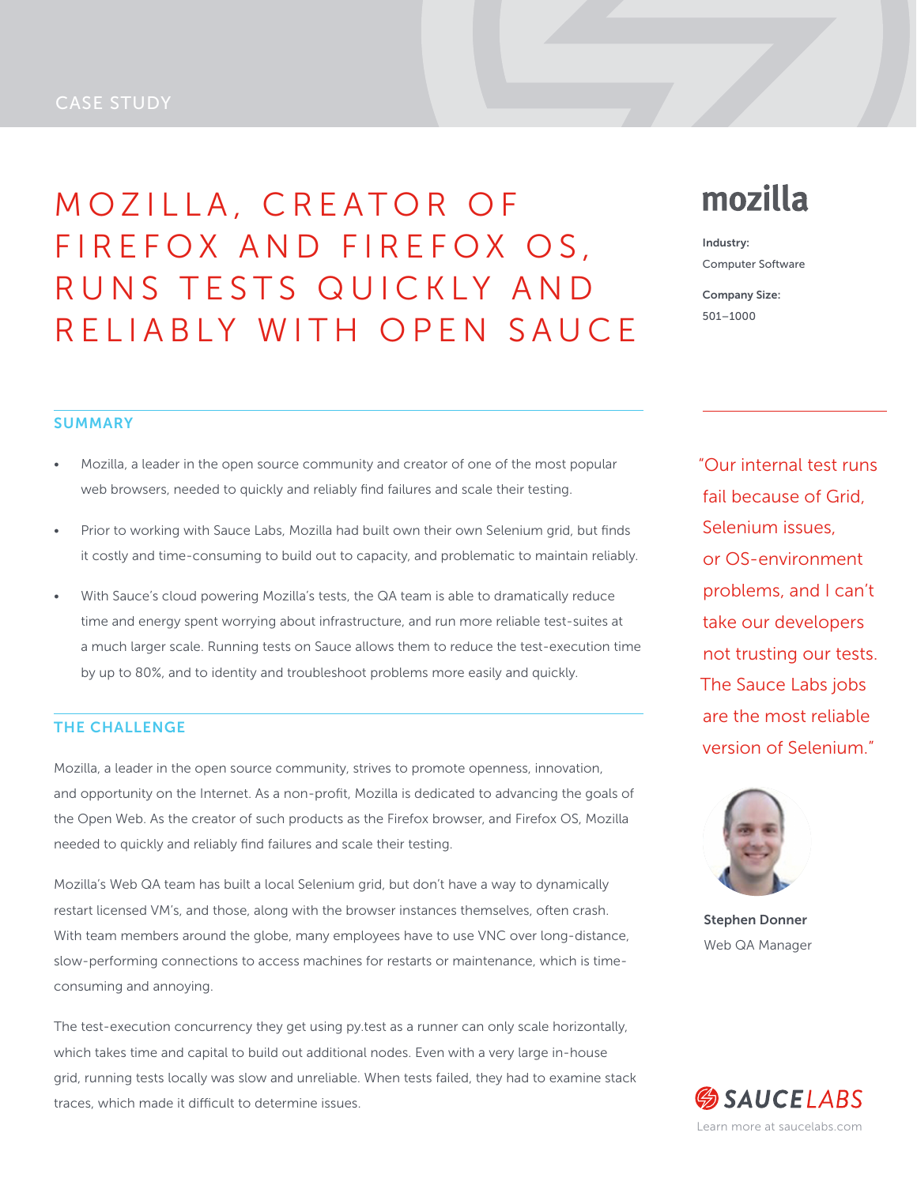CASE STUDY

# MOZILLA, CREATOR OF FIREFOX AND FIREFOX OS, RUNS TESTS QUICKLY AND RELIABLY WITH OPEN SAUCE

mozilla

**Industry:**
Computer Software

**Company Size:**
501–1000

## SUMMARY

- Mozilla, a leader in the open source community and creator of one of the most popular web browsers, needed to quickly and reliably find failures and scale their testing.
- Prior to working with Sauce Labs, Mozilla had built own their own Selenium grid, but finds it costly and time-consuming to build out to capacity, and problematic to maintain reliably.
- With Sauce's cloud powering Mozilla's tests, the QA team is able to dramatically reduce time and energy spent worrying about infrastructure, and run more reliable test-suites at a much larger scale. Running tests on Sauce allows them to reduce the test-execution time by up to 80%, and to identity and troubleshoot problems more easily and quickly.

## THE CHALLENGE

Mozilla, a leader in the open source community, strives to promote openness, innovation, and opportunity on the Internet. As a non-profit, Mozilla is dedicated to advancing the goals of the Open Web. As the creator of such products as the Firefox browser, and Firefox OS, Mozilla needed to quickly and reliably find failures and scale their testing.

Mozilla's Web QA team has built a local Selenium grid, but don't have a way to dynamically restart licensed VM's, and those, along with the browser instances themselves, often crash. With team members around the globe, many employees have to use VNC over long-distance, slow-performing connections to access machines for restarts or maintenance, which is time-consuming and annoying.

The test-execution concurrency they get using py.test as a runner can only scale horizontally, which takes time and capital to build out additional nodes. Even with a very large in-house grid, running tests locally was slow and unreliable. When tests failed, they had to examine stack traces, which made it difficult to determine issues.

"Our internal test runs fail because of Grid, Selenium issues, or OS-environment problems, and I can't take our developers not trusting our tests. The Sauce Labs jobs are the most reliable version of Selenium."

**Stephen Donner**
Web QA Manager

SAUCELABS
Learn more at saucelabs.com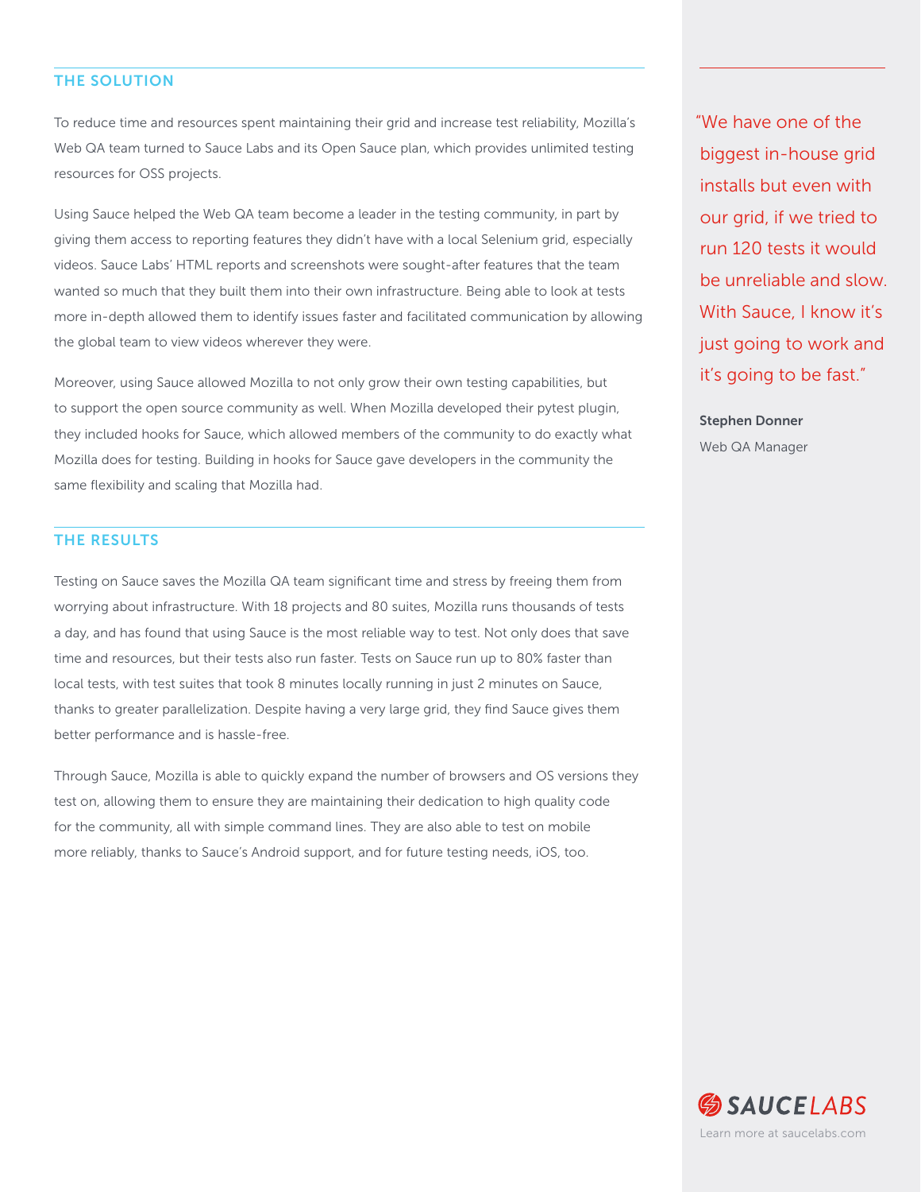## THE SOLUTION

To reduce time and resources spent maintaining their grid and increase test reliability, Mozilla's Web QA team turned to Sauce Labs and its Open Sauce plan, which provides unlimited testing resources for OSS projects.

Using Sauce helped the Web QA team become a leader in the testing community, in part by giving them access to reporting features they didn't have with a local Selenium grid, especially videos. Sauce Labs' HTML reports and screenshots were sought-after features that the team wanted so much that they built them into their own infrastructure. Being able to look at tests more in-depth allowed them to identify issues faster and facilitated communication by allowing the global team to view videos wherever they were.

Moreover, using Sauce allowed Mozilla to not only grow their own testing capabilities, but to support the open source community as well. When Mozilla developed their pytest plugin, they included hooks for Sauce, which allowed members of the community to do exactly what Mozilla does for testing. Building in hooks for Sauce gave developers in the community the same flexibility and scaling that Mozilla had.

> "We have one of the biggest in-house grid installs but even with our grid, if we tried to run 120 tests it would be unreliable and slow. With Sauce, I know it's just going to work and it's going to be fast."
>
> **Stephen Donner**
> Web QA Manager

## THE RESULTS

Testing on Sauce saves the Mozilla QA team significant time and stress by freeing them from worrying about infrastructure. With 18 projects and 80 suites, Mozilla runs thousands of tests a day, and has found that using Sauce is the most reliable way to test. Not only does that save time and resources, but their tests also run faster. Tests on Sauce run up to 80% faster than local tests, with test suites that took 8 minutes locally running in just 2 minutes on Sauce, thanks to greater parallelization. Despite having a very large grid, they find Sauce gives them better performance and is hassle-free.

Through Sauce, Mozilla is able to quickly expand the number of browsers and OS versions they test on, allowing them to ensure they are maintaining their dedication to high quality code for the community, all with simple command lines. They are also able to test on mobile more reliably, thanks to Sauce's Android support, and for future testing needs, iOS, too.

SAUCE LABS

Learn more at saucelabs.com